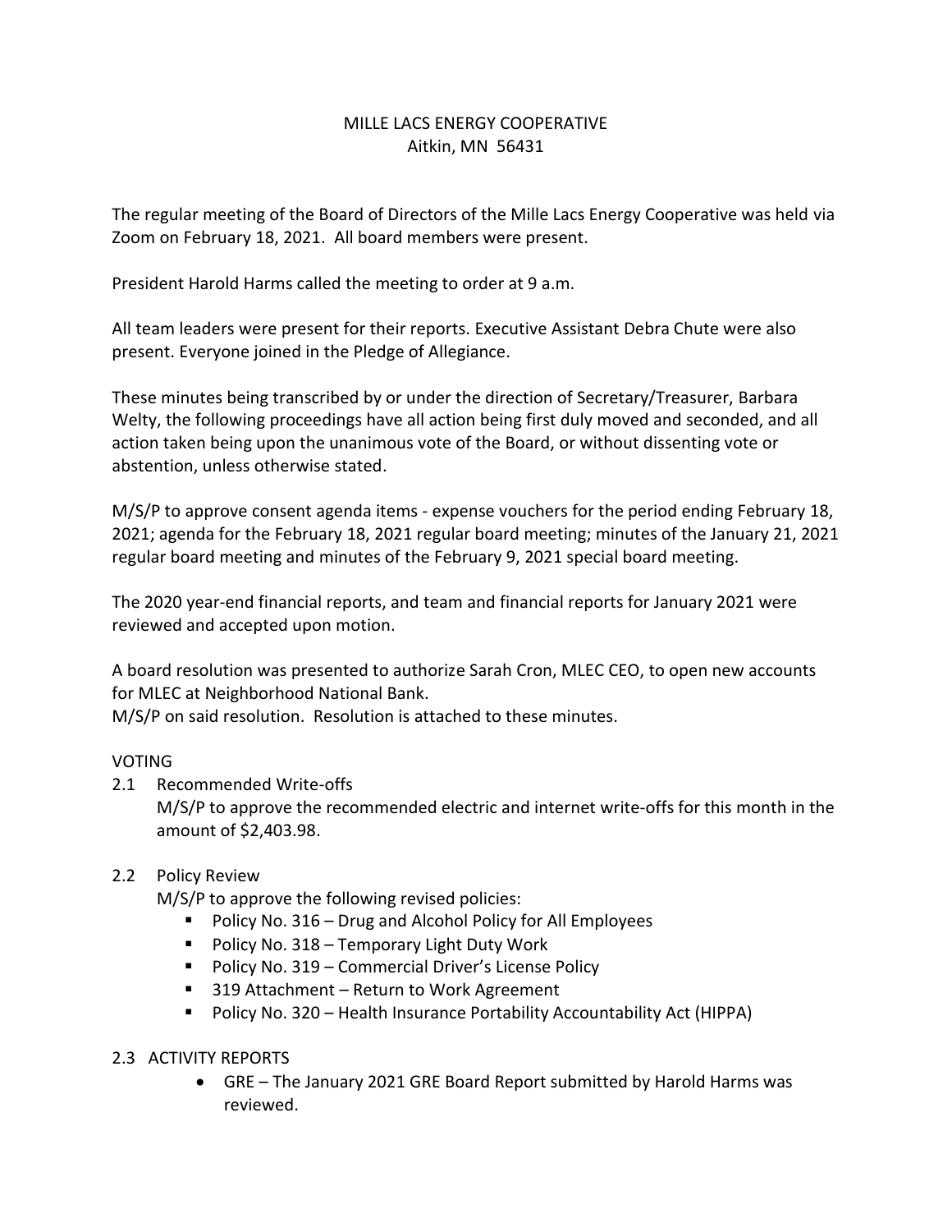MILLE LACS ENERGY COOPERATIVE
Aitkin, MN 56431

The regular meeting of the Board of Directors of the Mille Lacs Energy Cooperative was held via Zoom on February 18, 2021. All board members were present.

President Harold Harms called the meeting to order at 9 a.m.

All team leaders were present for their reports. Executive Assistant Debra Chute were also present. Everyone joined in the Pledge of Allegiance.

These minutes being transcribed by or under the direction of Secretary/Treasurer, Barbara Welty, the following proceedings have all action being first duly moved and seconded, and all action taken being upon the unanimous vote of the Board, or without dissenting vote or abstention, unless otherwise stated.

M/S/P to approve consent agenda items - expense vouchers for the period ending February 18, 2021; agenda for the February 18, 2021 regular board meeting; minutes of the January 21, 2021 regular board meeting and minutes of the February 9, 2021 special board meeting.

The 2020 year-end financial reports, and team and financial reports for January 2021 were reviewed and accepted upon motion.

A board resolution was presented to authorize Sarah Cron, MLEC CEO, to open new accounts for MLEC at Neighborhood National Bank.
M/S/P on said resolution. Resolution is attached to these minutes.

VOTING

2.1 Recommended Write-offs
M/S/P to approve the recommended electric and internet write-offs for this month in the amount of $2,403.98.

2.2 Policy Review
M/S/P to approve the following revised policies:
- Policy No. 316 – Drug and Alcohol Policy for All Employees
- Policy No. 318 – Temporary Light Duty Work
- Policy No. 319 – Commercial Driver's License Policy
- 319 Attachment – Return to Work Agreement
- Policy No. 320 – Health Insurance Portability Accountability Act (HIPPA)

2.3 ACTIVITY REPORTS
- GRE – The January 2021 GRE Board Report submitted by Harold Harms was reviewed.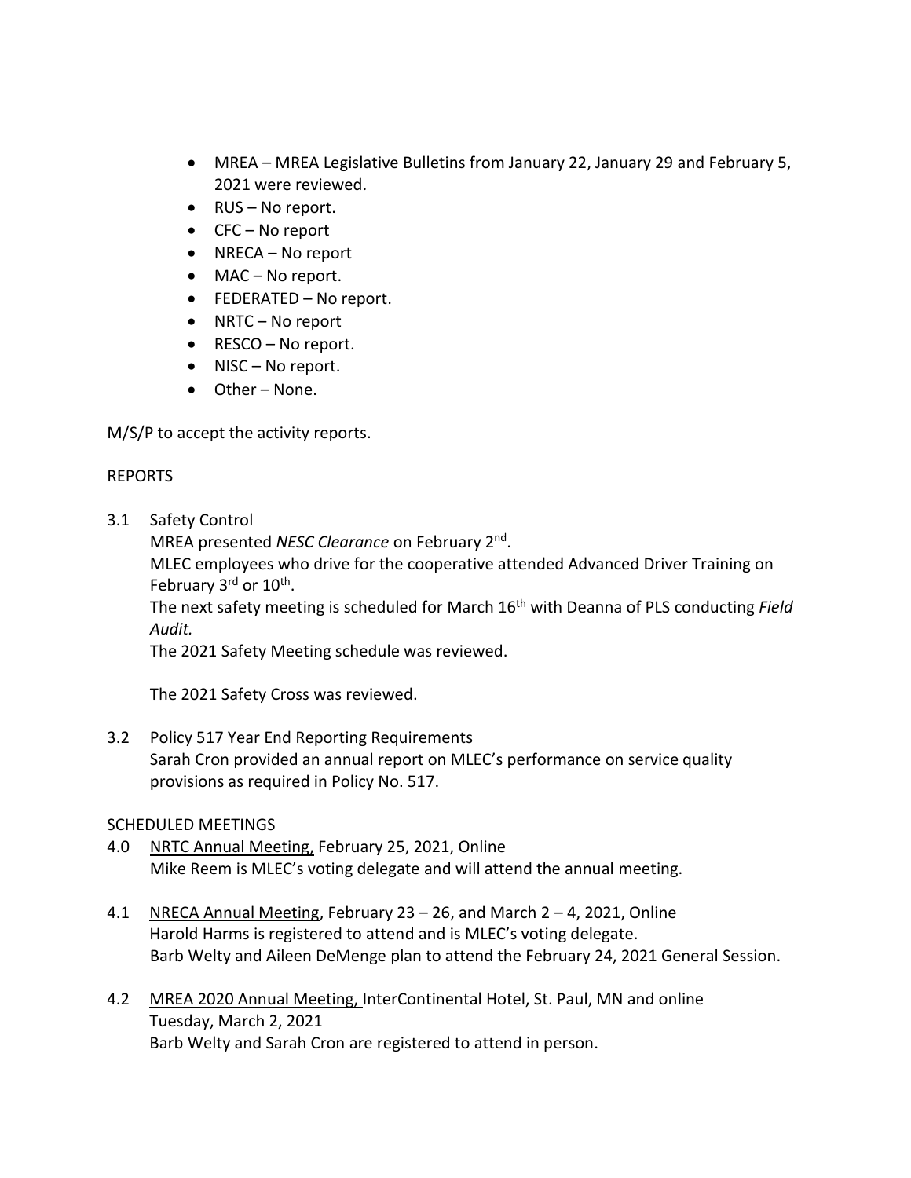- MREA – MREA Legislative Bulletins from January 22, January 29 and February 5, 2021 were reviewed.
- RUS – No report.
- CFC – No report
- NRECA – No report
- MAC – No report.
- FEDERATED – No report.
- NRTC – No report
- RESCO – No report.
- NISC – No report.
- Other – None.

M/S/P to accept the activity reports.

REPORTS

3.1 Safety Control

MREA presented *NESC Clearance* on February 2nd.

MLEC employees who drive for the cooperative attended Advanced Driver Training on February 3rd or 10th.

The next safety meeting is scheduled for March 16th with Deanna of PLS conducting *Field Audit.*

The 2021 Safety Meeting schedule was reviewed.

The 2021 Safety Cross was reviewed.

3.2 Policy 517 Year End Reporting Requirements

Sarah Cron provided an annual report on MLEC's performance on service quality provisions as required in Policy No. 517.

SCHEDULED MEETINGS

4.0 NRTC Annual Meeting, February 25, 2021, Online

Mike Reem is MLEC's voting delegate and will attend the annual meeting.

4.1 NRECA Annual Meeting, February 23 – 26, and March 2 – 4, 2021, Online

Harold Harms is registered to attend and is MLEC's voting delegate.

Barb Welty and Aileen DeMenge plan to attend the February 24, 2021 General Session.

4.2 MREA 2020 Annual Meeting, InterContinental Hotel, St. Paul, MN and online

Tuesday, March 2, 2021

Barb Welty and Sarah Cron are registered to attend in person.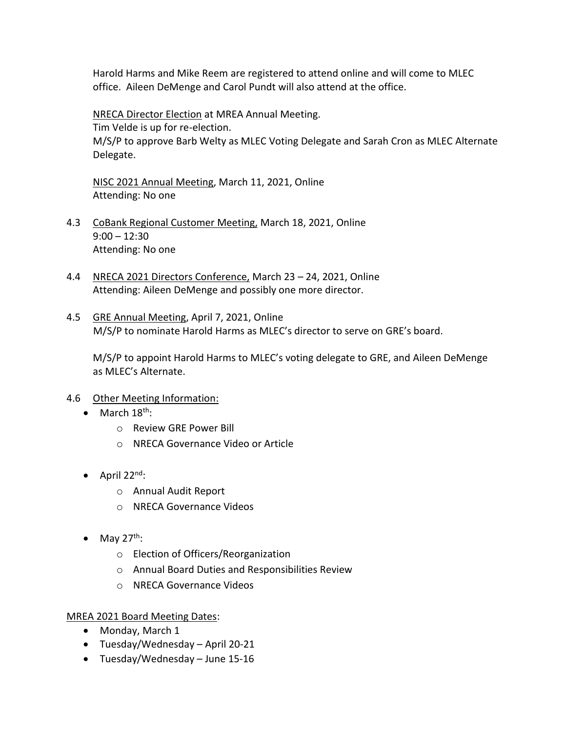Harold Harms and Mike Reem are registered to attend online and will come to MLEC office. Aileen DeMenge and Carol Pundt will also attend at the office.

NRECA Director Election at MREA Annual Meeting.
Tim Velde is up for re-election.
M/S/P to approve Barb Welty as MLEC Voting Delegate and Sarah Cron as MLEC Alternate Delegate.

NISC 2021 Annual Meeting, March 11, 2021, Online
Attending: No one

4.3 CoBank Regional Customer Meeting, March 18, 2021, Online
9:00 – 12:30
Attending: No one

4.4 NRECA 2021 Directors Conference, March 23 – 24, 2021, Online
Attending: Aileen DeMenge and possibly one more director.

4.5 GRE Annual Meeting, April 7, 2021, Online
M/S/P to nominate Harold Harms as MLEC's director to serve on GRE's board.

M/S/P to appoint Harold Harms to MLEC's voting delegate to GRE, and Aileen DeMenge as MLEC's Alternate.

4.6 Other Meeting Information:

- March 18th:
  - Review GRE Power Bill
  - NRECA Governance Video or Article
- April 22nd:
  - Annual Audit Report
  - NRECA Governance Videos
- May 27th:
  - Election of Officers/Reorganization
  - Annual Board Duties and Responsibilities Review
  - NRECA Governance Videos

MREA 2021 Board Meeting Dates:

- Monday, March 1
- Tuesday/Wednesday – April 20-21
- Tuesday/Wednesday – June 15-16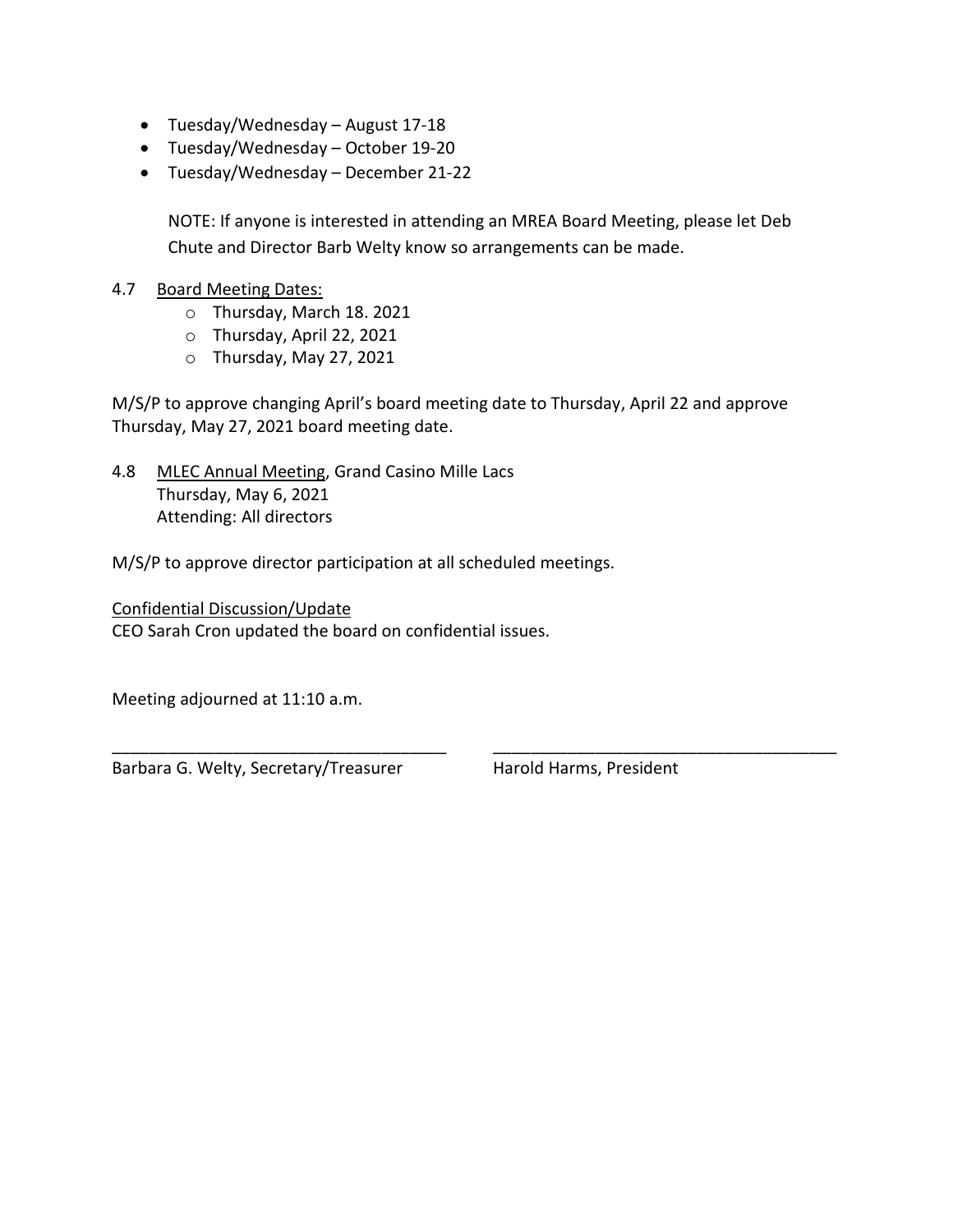- Tuesday/Wednesday – August 17-18
- Tuesday/Wednesday – October 19-20
- Tuesday/Wednesday – December 21-22

  NOTE: If anyone is interested in attending an MREA Board Meeting, please let Deb Chute and Director Barb Welty know so arrangements can be made.

4.7 <u>Board Meeting Dates:</u>
   - Thursday, March 18. 2021
   - Thursday, April 22, 2021
   - Thursday, May 27, 2021

M/S/P to approve changing April's board meeting date to Thursday, April 22 and approve Thursday, May 27, 2021 board meeting date.

4.8 <u>MLEC Annual Meeting</u>, Grand Casino Mille Lacs
Thursday, May 6, 2021
Attending: All directors

M/S/P to approve director participation at all scheduled meetings.

<u>Confidential Discussion/Update</u>
CEO Sarah Cron updated the board on confidential issues.

Meeting adjourned at 11:10 a.m.

\_\_\_\_\_\_\_\_\_\_\_\_\_\_\_\_\_\_\_\_\_\_\_\_\_\_\_\_\_\_\_\_\_\_\_\_ \_\_\_\_\_\_\_\_\_\_\_\_\_\_\_\_\_\_\_\_\_\_\_\_\_\_\_\_\_\_\_\_\_\_\_\_\_\_

Barbara G. Welty, Secretary/Treasurer Harold Harms, President